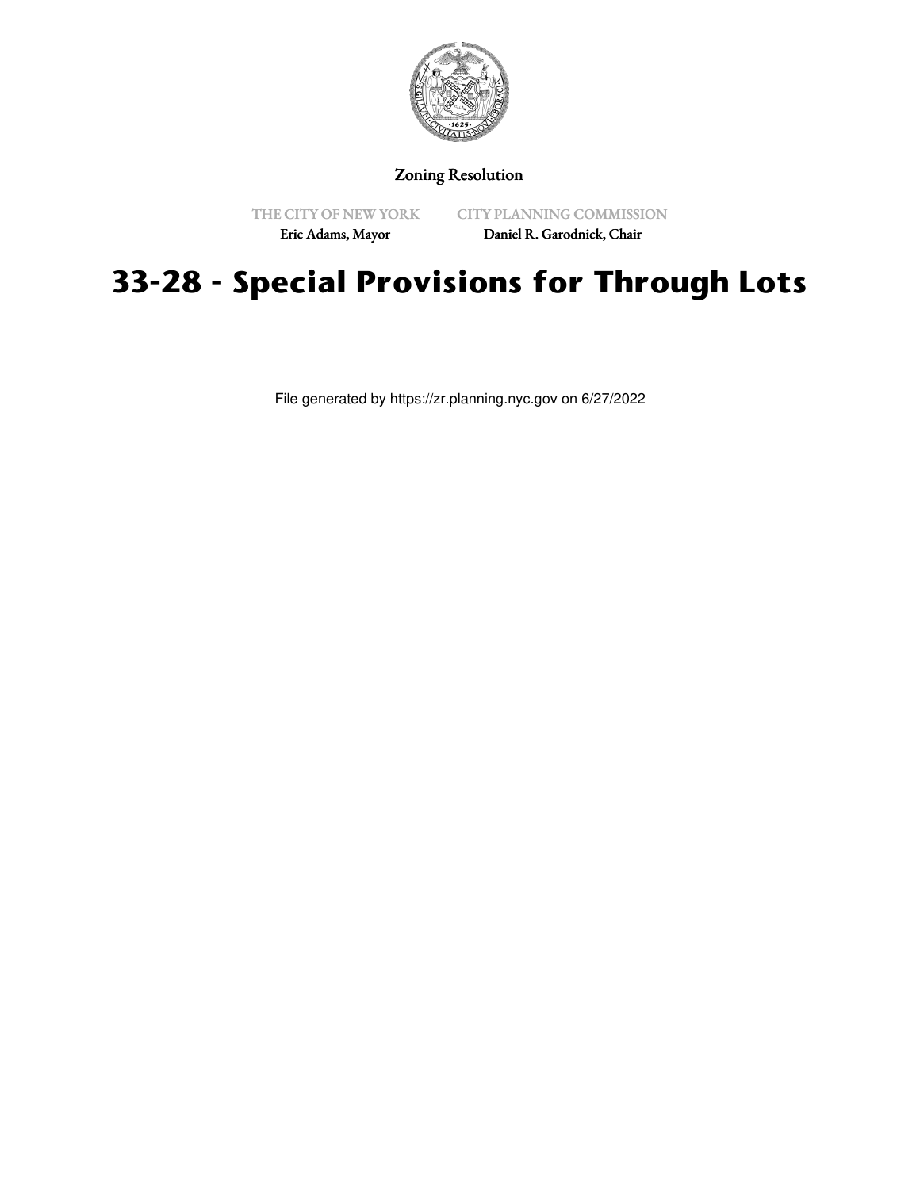Zoning Resolution

THE CITY OF NEW YORK
Eric Adams, Mayor

CITY PLANNING COMMISSION
Daniel R. Garodnick, Chair

# 33-28 - Special Provisions for Through Lots

File generated by https://zr.planning.nyc.gov on 6/27/2022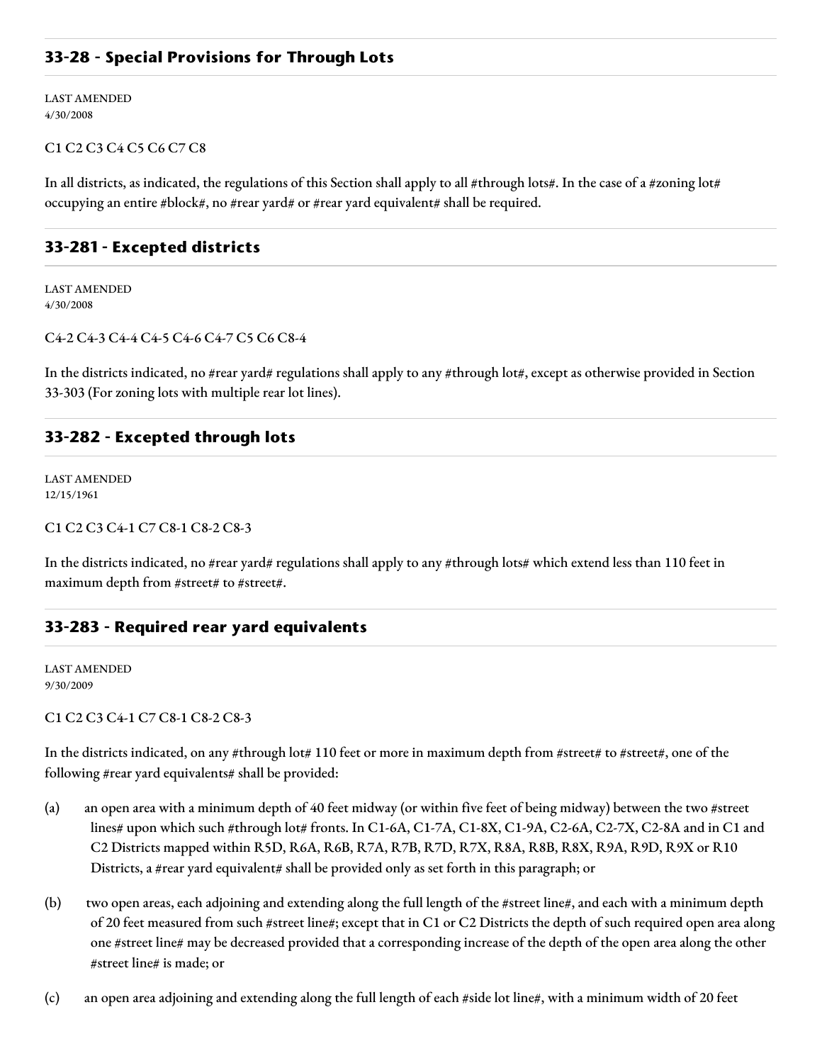## 33-28 - Special Provisions for Through Lots

LAST AMENDED
4/30/2008

C1 C2 C3 C4 C5 C6 C7 C8

In all districts, as indicated, the regulations of this Section shall apply to all #through lots#. In the case of a #zoning lot# occupying an entire #block#, no #rear yard# or #rear yard equivalent# shall be required.

## 33-281 - Excepted districts

LAST AMENDED
4/30/2008

C4-2 C4-3 C4-4 C4-5 C4-6 C4-7 C5 C6 C8-4

In the districts indicated, no #rear yard# regulations shall apply to any #through lot#, except as otherwise provided in Section 33-303 (For zoning lots with multiple rear lot lines).

## 33-282 - Excepted through lots

LAST AMENDED
12/15/1961

C1 C2 C3 C4-1 C7 C8-1 C8-2 C8-3

In the districts indicated, no #rear yard# regulations shall apply to any #through lots# which extend less than 110 feet in maximum depth from #street# to #street#.

## 33-283 - Required rear yard equivalents

LAST AMENDED
9/30/2009

C1 C2 C3 C4-1 C7 C8-1 C8-2 C8-3

In the districts indicated, on any #through lot# 110 feet or more in maximum depth from #street# to #street#, one of the following #rear yard equivalents# shall be provided:

(a) an open area with a minimum depth of 40 feet midway (or within five feet of being midway) between the two #street lines# upon which such #through lot# fronts. In C1-6A, C1-7A, C1-8X, C1-9A, C2-6A, C2-7X, C2-8A and in C1 and C2 Districts mapped within R5D, R6A, R6B, R7A, R7B, R7D, R7X, R8A, R8B, R8X, R9A, R9D, R9X or R10 Districts, a #rear yard equivalent# shall be provided only as set forth in this paragraph; or

(b) two open areas, each adjoining and extending along the full length of the #street line#, and each with a minimum depth of 20 feet measured from such #street line#; except that in C1 or C2 Districts the depth of such required open area along one #street line# may be decreased provided that a corresponding increase of the depth of the open area along the other #street line# is made; or

(c) an open area adjoining and extending along the full length of each #side lot line#, with a minimum width of 20 feet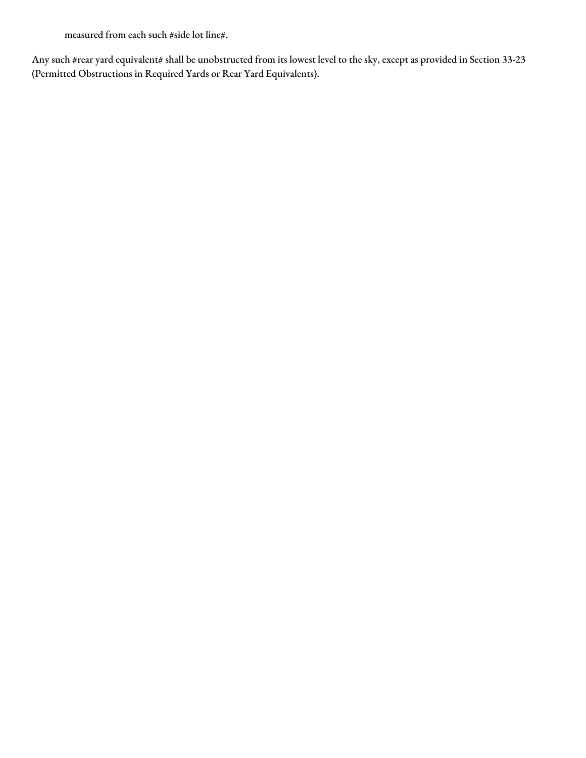measured from each such #side lot line#.

Any such #rear yard equivalent# shall be unobstructed from its lowest level to the sky, except as provided in Section 33-23 (Permitted Obstructions in Required Yards or Rear Yard Equivalents).